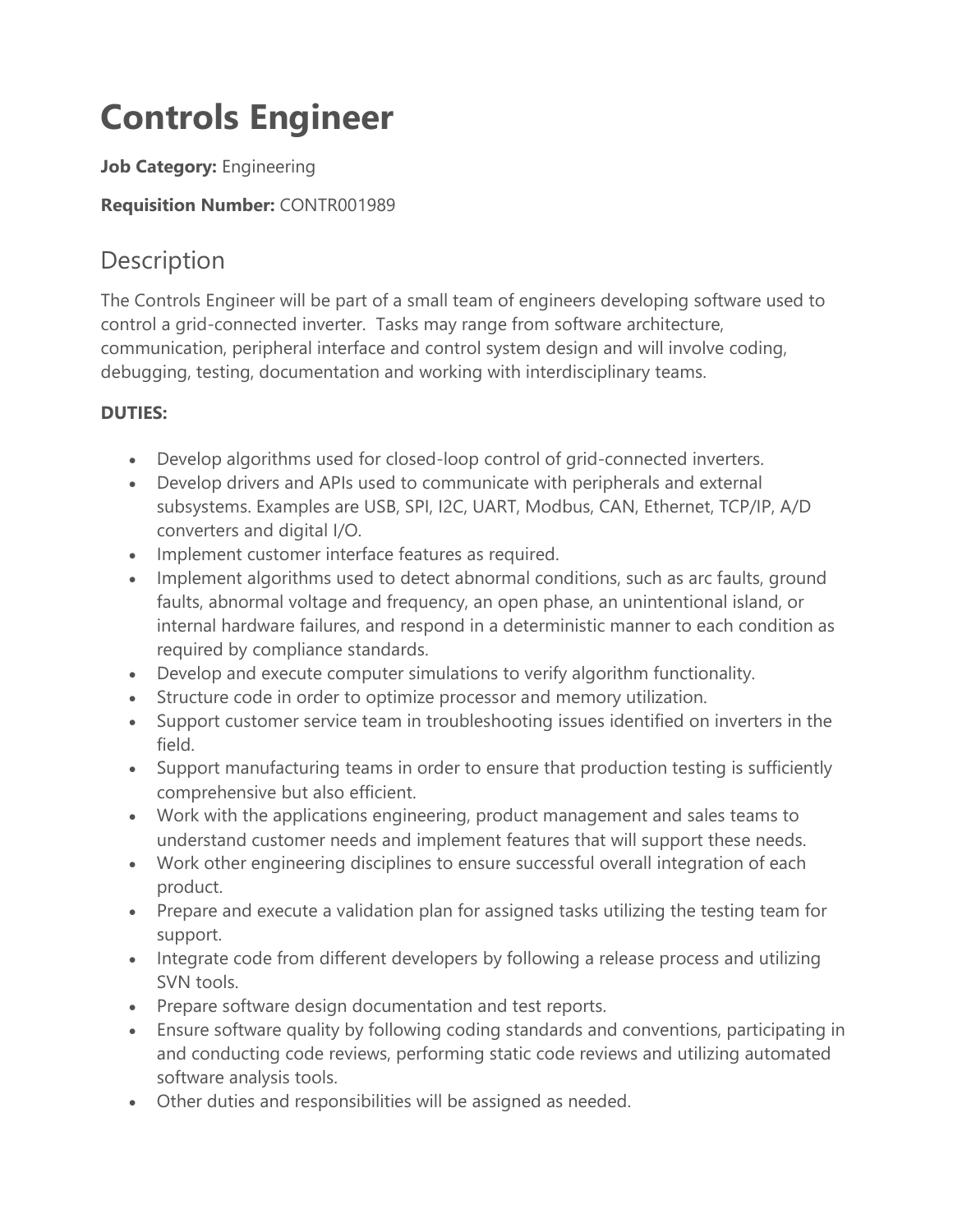# Controls Engineer

**Job Category:** Engineering

**Requisition Number:** CONTR001989

## Description

The Controls Engineer will be part of a small team of engineers developing software used to control a grid-connected inverter.  Tasks may range from software architecture, communication, peripheral interface and control system design and will involve coding, debugging, testing, documentation and working with interdisciplinary teams.

**DUTIES:**

- Develop algorithms used for closed-loop control of grid-connected inverters.
- Develop drivers and APIs used to communicate with peripherals and external subsystems. Examples are USB, SPI, I2C, UART, Modbus, CAN, Ethernet, TCP/IP, A/D converters and digital I/O.
- Implement customer interface features as required.
- Implement algorithms used to detect abnormal conditions, such as arc faults, ground faults, abnormal voltage and frequency, an open phase, an unintentional island, or internal hardware failures, and respond in a deterministic manner to each condition as required by compliance standards.
- Develop and execute computer simulations to verify algorithm functionality.
- Structure code in order to optimize processor and memory utilization.
- Support customer service team in troubleshooting issues identified on inverters in the field.
- Support manufacturing teams in order to ensure that production testing is sufficiently comprehensive but also efficient.
- Work with the applications engineering, product management and sales teams to understand customer needs and implement features that will support these needs.
- Work other engineering disciplines to ensure successful overall integration of each product.
- Prepare and execute a validation plan for assigned tasks utilizing the testing team for support.
- Integrate code from different developers by following a release process and utilizing SVN tools.
- Prepare software design documentation and test reports.
- Ensure software quality by following coding standards and conventions, participating in and conducting code reviews, performing static code reviews and utilizing automated software analysis tools.
- Other duties and responsibilities will be assigned as needed.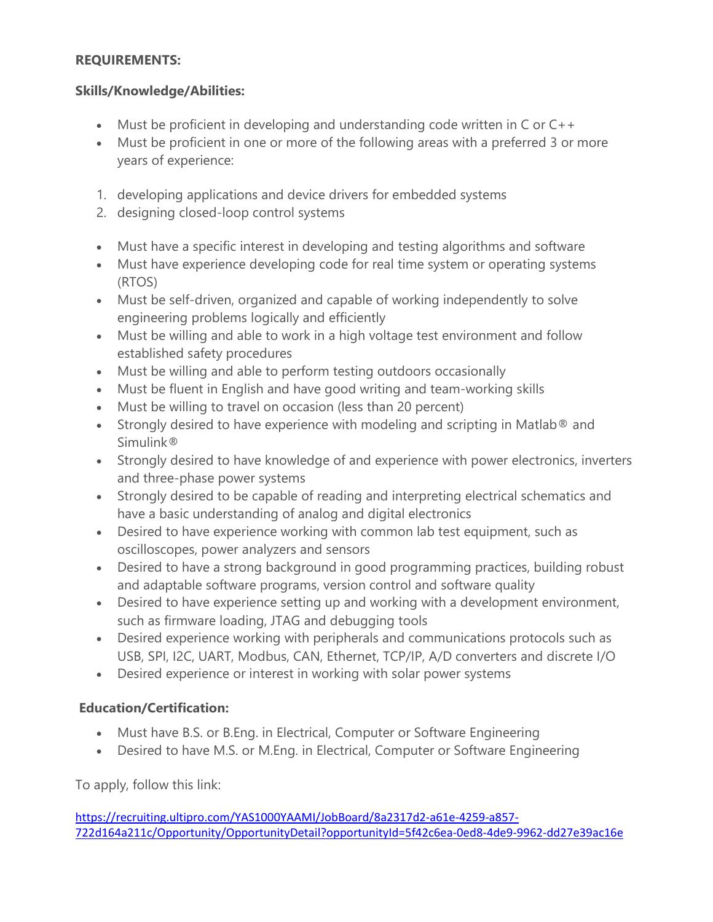**REQUIREMENTS:**

**Skills/Knowledge/Abilities:**

- Must be proficient in developing and understanding code written in C or C++
- Must be proficient in one or more of the following areas with a preferred 3 or more years of experience:

1. developing applications and device drivers for embedded systems
2. designing closed-loop control systems

- Must have a specific interest in developing and testing algorithms and software
- Must have experience developing code for real time system or operating systems (RTOS)
- Must be self-driven, organized and capable of working independently to solve engineering problems logically and efficiently
- Must be willing and able to work in a high voltage test environment and follow established safety procedures
- Must be willing and able to perform testing outdoors occasionally
- Must be fluent in English and have good writing and team-working skills
- Must be willing to travel on occasion (less than 20 percent)
- Strongly desired to have experience with modeling and scripting in Matlab® and Simulink®
- Strongly desired to have knowledge of and experience with power electronics, inverters and three-phase power systems
- Strongly desired to be capable of reading and interpreting electrical schematics and have a basic understanding of analog and digital electronics
- Desired to have experience working with common lab test equipment, such as oscilloscopes, power analyzers and sensors
- Desired to have a strong background in good programming practices, building robust and adaptable software programs, version control and software quality
- Desired to have experience setting up and working with a development environment, such as firmware loading, JTAG and debugging tools
- Desired experience working with peripherals and communications protocols such as USB, SPI, I2C, UART, Modbus, CAN, Ethernet, TCP/IP, A/D converters and discrete I/O
- Desired experience or interest in working with solar power systems

**Education/Certification:**

- Must have B.S. or B.Eng. in Electrical, Computer or Software Engineering
- Desired to have M.S. or M.Eng. in Electrical, Computer or Software Engineering

To apply, follow this link:

https://recruiting.ultipro.com/YAS1000YAAMI/JobBoard/8a2317d2-a61e-4259-a857-722d164a211c/Opportunity/OpportunityDetail?opportunityId=5f42c6ea-0ed8-4de9-9962-dd27e39ac16e